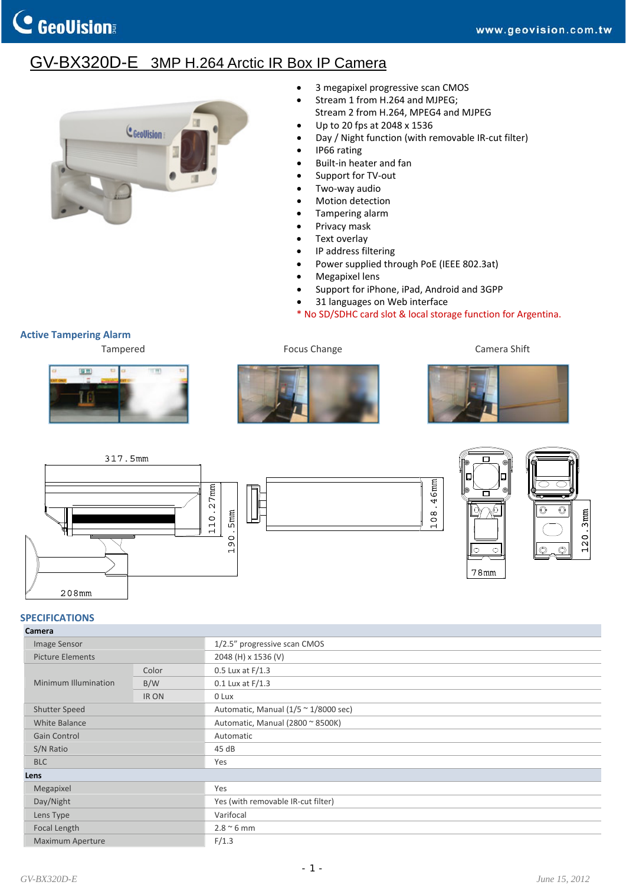# GV-BX320D-E 3MP H.264 Arctic IR Box IP Camera

- 3 megapixel progressive scan CMOS
- Stream 1 from H.264 and MJPEG;
  Stream 2 from H.264, MPEG4 and MJPEG
- Up to 20 fps at 2048 x 1536
- Day / Night function (with removable IR-cut filter)
- IP66 rating
- Built-in heater and fan
- Support for TV-out
- Two-way audio
- Motion detection
- Tampering alarm
- Privacy mask
- Text overlay
- IP address filtering
- Power supplied through PoE (IEEE 802.3at)
- Megapixel lens
- Support for iPhone, iPad, Android and 3GPP
- 31 languages on Web interface

\* No SD/SDHC card slot & local storage function for Argentina.

## Active Tampering Alarm

Tampered

Focus Change

Camera Shift

317.5mm

110.27mm

190.5mm

208mm

108.46mm

78mm

120.3mm

## SPECIFICATIONS

| **Camera** | | |
|---|---|---|
| Image Sensor | | 1/2.5" progressive scan CMOS |
| Picture Elements | | 2048 (H) x 1536 (V) |
| Minimum Illumination | Color | 0.5 Lux at F/1.3 |
| | B/W | 0.1 Lux at F/1.3 |
| | IR ON | 0 Lux |
| Shutter Speed | | Automatic, Manual (1/5 ~ 1/8000 sec) |
| White Balance | | Automatic, Manual (2800 ~ 8500K) |
| Gain Control | | Automatic |
| S/N Ratio | | 45 dB |
| BLC | | Yes |
| **Lens** | | |
| Megapixel | | Yes |
| Day/Night | | Yes (with removable IR-cut filter) |
| Lens Type | | Varifocal |
| Focal Length | | 2.8 ~ 6 mm |
| Maximum Aperture | | F/1.3 |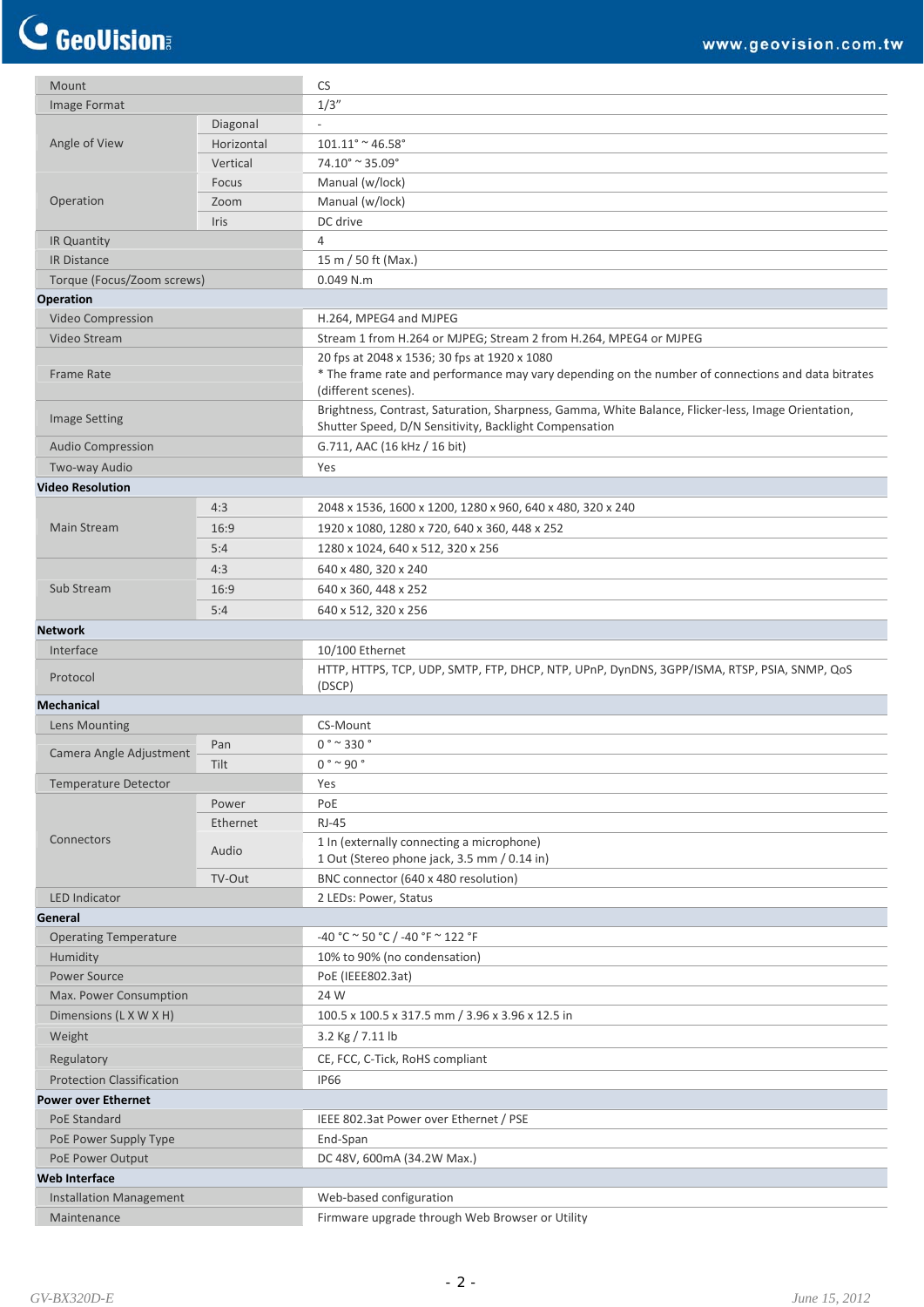| | | |
|---|---|---|
| Mount | | CS |
| Image Format | | 1/3" |
| Angle of View | Diagonal | - |
| | Horizontal | 101.11° ~ 46.58° |
| | Vertical | 74.10° ~ 35.09° |
| Operation | Focus | Manual (w/lock) |
| | Zoom | Manual (w/lock) |
| | Iris | DC drive |
| IR Quantity | | 4 |
| IR Distance | | 15 m / 50 ft (Max.) |
| Torque (Focus/Zoom screws) | | 0.049 N.m |
| **Operation** | | |
| Video Compression | | H.264, MPEG4 and MJPEG |
| Video Stream | | Stream 1 from H.264 or MJPEG; Stream 2 from H.264, MPEG4 or MJPEG |
| Frame Rate | | 20 fps at 2048 x 1536; 30 fps at 1920 x 1080<br>* The frame rate and performance may vary depending on the number of connections and data bitrates (different scenes). |
| Image Setting | | Brightness, Contrast, Saturation, Sharpness, Gamma, White Balance, Flicker-less, Image Orientation, Shutter Speed, D/N Sensitivity, Backlight Compensation |
| Audio Compression | | G.711, AAC (16 kHz / 16 bit) |
| Two-way Audio | | Yes |
| **Video Resolution** | | |
| Main Stream | 4:3 | 2048 x 1536, 1600 x 1200, 1280 x 960, 640 x 480, 320 x 240 |
| | 16:9 | 1920 x 1080, 1280 x 720, 640 x 360, 448 x 252 |
| | 5:4 | 1280 x 1024, 640 x 512, 320 x 256 |
| Sub Stream | 4:3 | 640 x 480, 320 x 240 |
| | 16:9 | 640 x 360, 448 x 252 |
| | 5:4 | 640 x 512, 320 x 256 |
| **Network** | | |
| Interface | | 10/100 Ethernet |
| Protocol | | HTTP, HTTPS, TCP, UDP, SMTP, FTP, DHCP, NTP, UPnP, DynDNS, 3GPP/ISMA, RTSP, PSIA, SNMP, QoS (DSCP) |
| **Mechanical** | | |
| Lens Mounting | | CS-Mount |
| Camera Angle Adjustment | Pan | 0 ° ~ 330 ° |
| | Tilt | 0 ° ~ 90 ° |
| Temperature Detector | | Yes |
| Connectors | Power | PoE |
| | Ethernet | RJ-45 |
| | Audio | 1 In (externally connecting a microphone)<br>1 Out (Stereo phone jack, 3.5 mm / 0.14 in) |
| | TV-Out | BNC connector (640 x 480 resolution) |
| LED Indicator | | 2 LEDs: Power, Status |
| **General** | | |
| Operating Temperature | | -40 °C ~ 50 °C / -40 °F ~ 122 °F |
| Humidity | | 10% to 90% (no condensation) |
| Power Source | | PoE (IEEE802.3at) |
| Max. Power Consumption | | 24 W |
| Dimensions (L X W X H) | | 100.5 x 100.5 x 317.5 mm / 3.96 x 3.96 x 12.5 in |
| Weight | | 3.2 Kg / 7.11 lb |
| Regulatory | | CE, FCC, C-Tick, RoHS compliant |
| Protection Classification | | IP66 |
| **Power over Ethernet** | | |
| PoE Standard | | IEEE 802.3at Power over Ethernet / PSE |
| PoE Power Supply Type | | End-Span |
| PoE Power Output | | DC 48V, 600mA (34.2W Max.) |
| **Web Interface** | | |
| Installation Management | | Web-based configuration |
| Maintenance | | Firmware upgrade through Web Browser or Utility |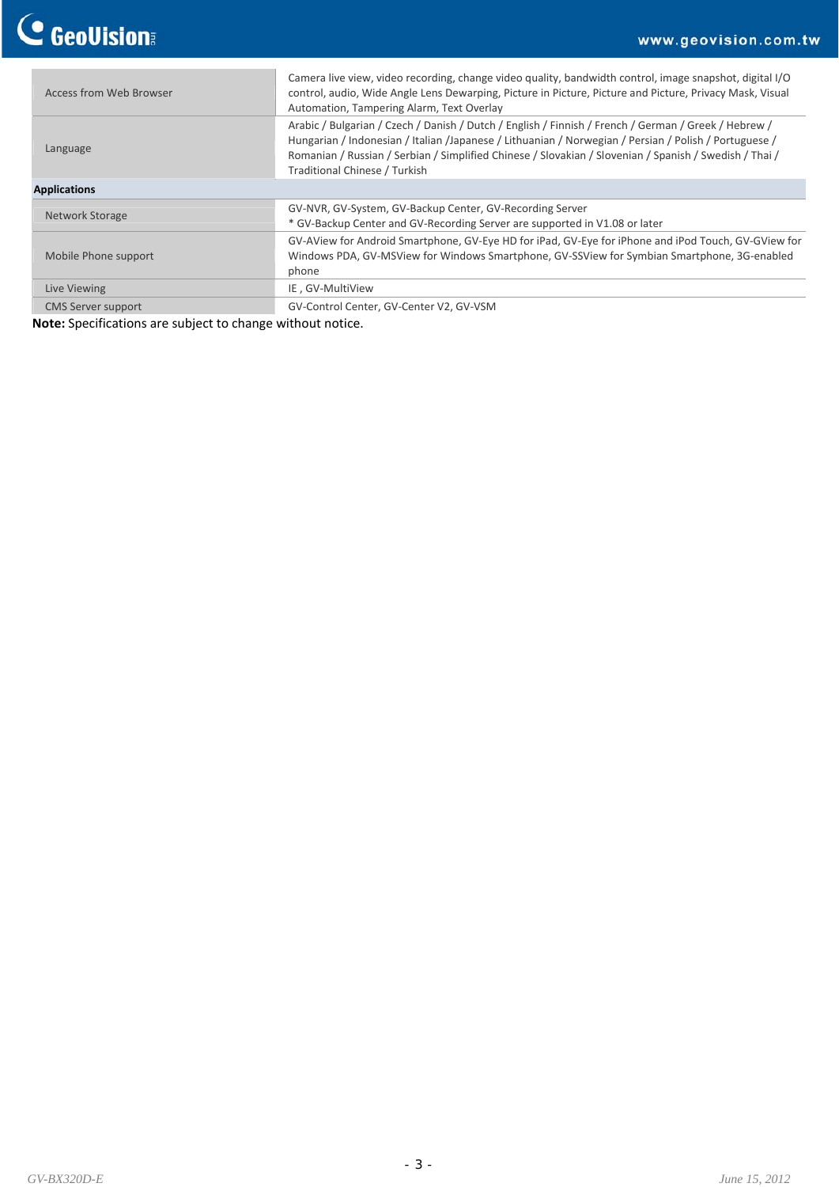| | |
|---|---|
| Access from Web Browser | Camera live view, video recording, change video quality, bandwidth control, image snapshot, digital I/O control, audio, Wide Angle Lens Dewarping, Picture in Picture, Picture and Picture, Privacy Mask, Visual Automation, Tampering Alarm, Text Overlay |
| Language | Arabic / Bulgarian / Czech / Danish / Dutch / English / Finnish / French / German / Greek / Hebrew / Hungarian / Indonesian / Italian /Japanese / Lithuanian / Norwegian / Persian / Polish / Portuguese / Romanian / Russian / Serbian / Simplified Chinese / Slovakian / Slovenian / Spanish / Swedish / Thai / Traditional Chinese / Turkish |
| **Applications** | |
| Network Storage | GV-NVR, GV-System, GV-Backup Center, GV-Recording Server<br>* GV-Backup Center and GV-Recording Server are supported in V1.08 or later |
| Mobile Phone support | GV-AView for Android Smartphone, GV-Eye HD for iPad, GV-Eye for iPhone and iPod Touch, GV-GView for Windows PDA, GV-MSView for Windows Smartphone, GV-SSView for Symbian Smartphone, 3G-enabled phone |
| Live Viewing | IE , GV-MultiView |
| CMS Server support | GV-Control Center, GV-Center V2, GV-VSM |

**Note:** Specifications are subject to change without notice.